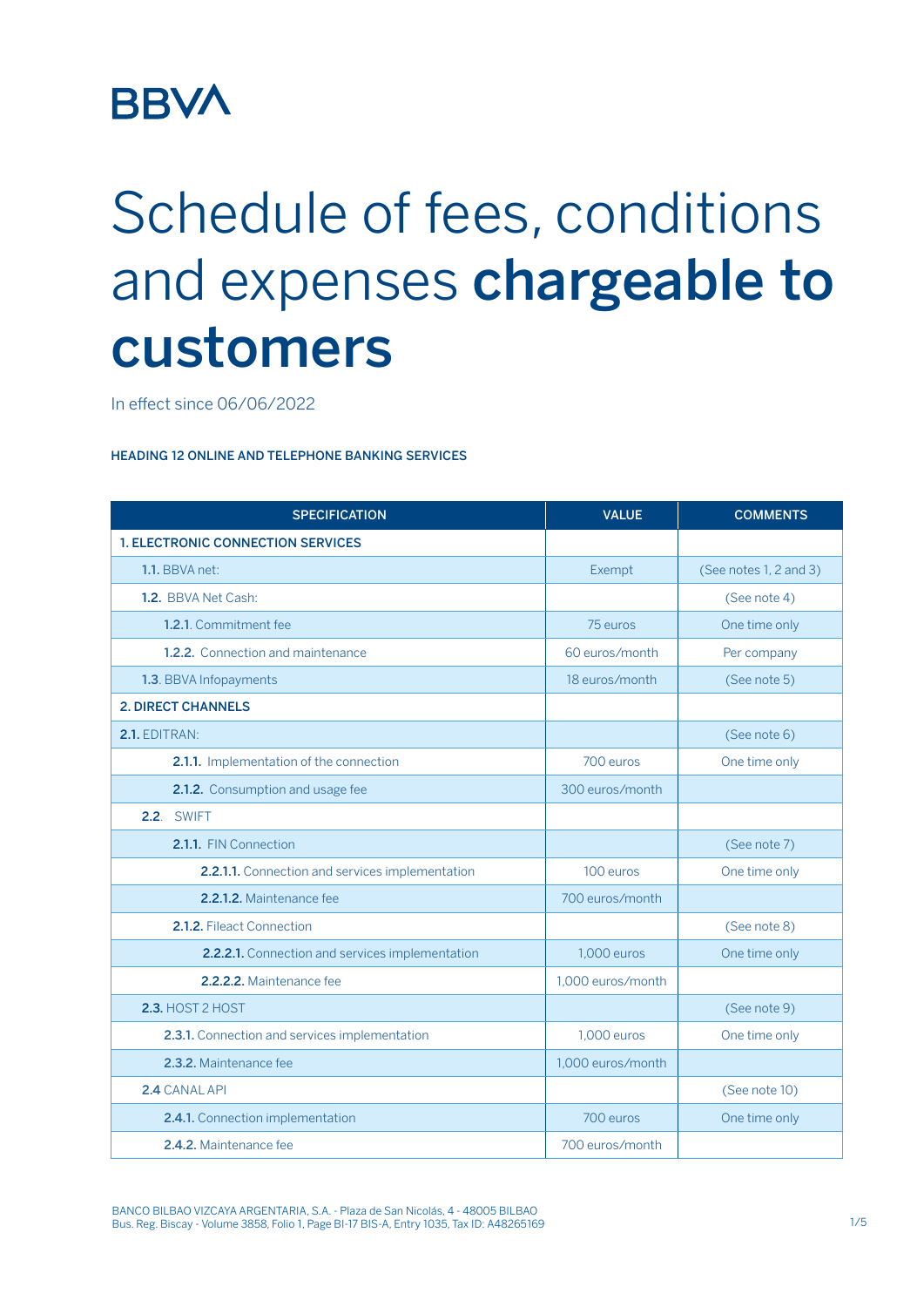BBVA

# Schedule of fees, conditions and expenses **chargeable to customers**

In effect since 06/06/2022

**HEADING 12 ONLINE AND TELEPHONE BANKING SERVICES**

| SPECIFICATION | VALUE | COMMENTS |
|---|---|---|
| **1. ELECTRONIC CONNECTION SERVICES** | | |
| **1.1.** BBVA net: | Exempt | (See notes 1, 2 and 3) |
| **1.2.** BBVA Net Cash: | | (See note 4) |
| **1.2.1.** Commitment fee | 75 euros | One time only |
| **1.2.2.** Connection and maintenance | 60 euros/month | Per company |
| **1.3**. BBVA Infopayments | 18 euros/month | (See note 5) |
| **2. DIRECT CHANNELS** | | |
| **2.1.** EDITRAN: | | (See note 6) |
| **2.1.1.** Implementation of the connection | 700 euros | One time only |
| **2.1.2.** Consumption and usage fee | 300 euros/month | |
| **2.2**. SWIFT | | |
| **2.1.1.** FIN Connection | | (See note 7) |
| **2.2.1.1.** Connection and services implementation | 100 euros | One time only |
| **2.2.1.2.** Maintenance fee | 700 euros/month | |
| **2.1.2.** Fileact Connection | | (See note 8) |
| **2.2.2.1.** Connection and services implementation | 1,000 euros | One time only |
| **2.2.2.2.** Maintenance fee | 1,000 euros/month | |
| **2.3.** HOST 2 HOST | | (See note 9) |
| **2.3.1.** Connection and services implementation | 1,000 euros | One time only |
| **2.3.2.** Maintenance fee | 1,000 euros/month | |
| **2.4** CANAL API | | (See note 10) |
| **2.4.1.** Connection implementation | 700 euros | One time only |
| **2.4.2.** Maintenance fee | 700 euros/month | |

BANCO BILBAO VIZCAYA ARGENTARIA, S.A. - Plaza de San Nicolás, 4 - 48005 BILBAO
Bus. Reg. Biscay - Volume 3858, Folio 1, Page BI-17 BIS-A, Entry 1035, Tax ID: A48265169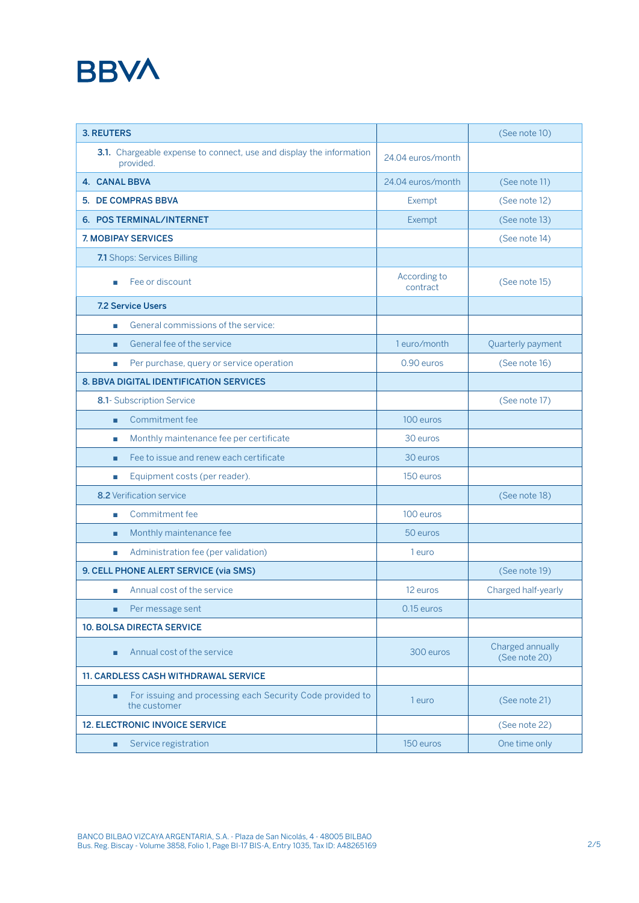| 3. REUTERS | | (See note 10) |
|---|---|---|
| 3.1. Chargeable expense to connect, use and display the information provided. | 24.04 euros/month | |
| **4. CANAL BBVA** | 24.04 euros/month | (See note 11) |
| **5. DE COMPRAS BBVA** | Exempt | (See note 12) |
| **6. POS TERMINAL/INTERNET** | Exempt | (See note 13) |
| **7. MOBIPAY SERVICES** | | (See note 14) |
| 7.1 Shops: Services Billing | | |
| ■ Fee or discount | According to contract | (See note 15) |
| **7.2 Service Users** | | |
| ■ General commissions of the service: | | |
| ■ General fee of the service | 1 euro/month | Quarterly payment |
| ■ Per purchase, query or service operation | 0.90 euros | (See note 16) |
| **8. BBVA DIGITAL IDENTIFICATION SERVICES** | | |
| 8.1- Subscription Service | | (See note 17) |
| ■ Commitment fee | 100 euros | |
| ■ Monthly maintenance fee per certificate | 30 euros | |
| ■ Fee to issue and renew each certificate | 30 euros | |
| ■ Equipment costs (per reader). | 150 euros | |
| 8.2 Verification service | | (See note 18) |
| ■ Commitment fee | 100 euros | |
| ■ Monthly maintenance fee | 50 euros | |
| ■ Administration fee (per validation) | 1 euro | |
| **9. CELL PHONE ALERT SERVICE (via SMS)** | | (See note 19) |
| ■ Annual cost of the service | 12 euros | Charged half-yearly |
| ■ Per message sent | 0.15 euros | |
| **10. BOLSA DIRECTA SERVICE** | | |
| ■ Annual cost of the service | 300 euros | Charged annually (See note 20) |
| **11. CARDLESS CASH WITHDRAWAL SERVICE** | | |
| ■ For issuing and processing each Security Code provided to the customer | 1 euro | (See note 21) |
| **12. ELECTRONIC INVOICE SERVICE** | | (See note 22) |
| ■ Service registration | 150 euros | One time only |

BANCO BILBAO VIZCAYA ARGENTARIA, S.A. - Plaza de San Nicolás, 4 - 48005 BILBAO
Bus. Reg. Biscay - Volume 3858, Folio 1, Page BI-17 BIS-A, Entry 1035, Tax ID: A48265169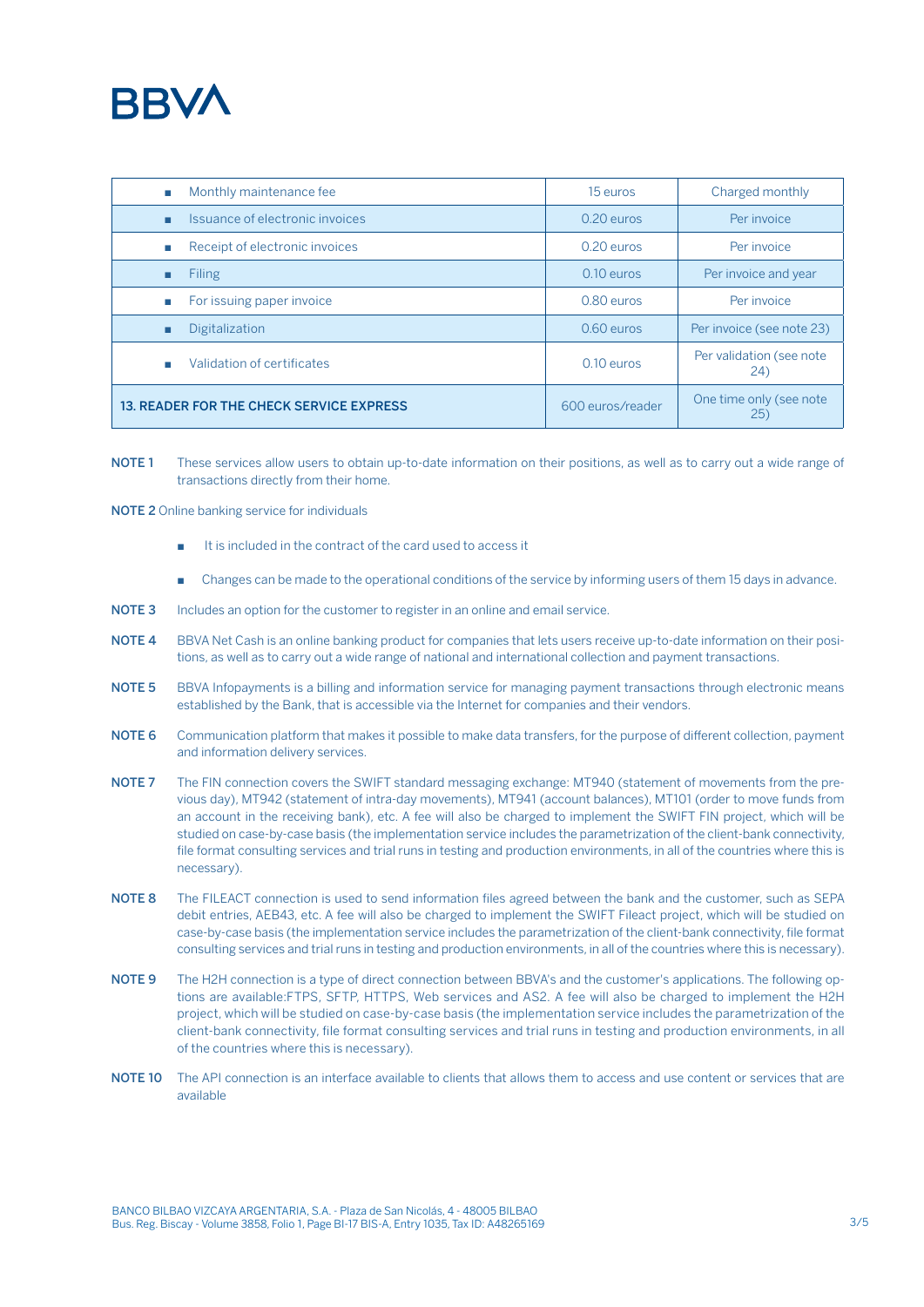| | | |
|---|---|---|
| ■ Monthly maintenance fee | 15 euros | Charged monthly |
| ■ Issuance of electronic invoices | 0.20 euros | Per invoice |
| ■ Receipt of electronic invoices | 0.20 euros | Per invoice |
| ■ Filing | 0.10 euros | Per invoice and year |
| ■ For issuing paper invoice | 0.80 euros | Per invoice |
| ■ Digitalization | 0.60 euros | Per invoice (see note 23) |
| ■ Validation of certificates | 0.10 euros | Per validation (see note 24) |
| **13. READER FOR THE CHECK SERVICE EXPRESS** | 600 euros/reader | One time only (see note 25) |

**NOTE 1** These services allow users to obtain up-to-date information on their positions, as well as to carry out a wide range of transactions directly from their home.

**NOTE 2** Online banking service for individuals

- It is included in the contract of the card used to access it
- Changes can be made to the operational conditions of the service by informing users of them 15 days in advance.

**NOTE 3** Includes an option for the customer to register in an online and email service.

**NOTE 4** BBVA Net Cash is an online banking product for companies that lets users receive up-to-date information on their positions, as well as to carry out a wide range of national and international collection and payment transactions.

**NOTE 5** BBVA Infopayments is a billing and information service for managing payment transactions through electronic means established by the Bank, that is accessible via the Internet for companies and their vendors.

**NOTE 6** Communication platform that makes it possible to make data transfers, for the purpose of different collection, payment and information delivery services.

**NOTE 7** The FIN connection covers the SWIFT standard messaging exchange: MT940 (statement of movements from the previous day), MT942 (statement of intra-day movements), MT941 (account balances), MT101 (order to move funds from an account in the receiving bank), etc. A fee will also be charged to implement the SWIFT FIN project, which will be studied on case-by-case basis (the implementation service includes the parametrization of the client-bank connectivity, file format consulting services and trial runs in testing and production environments, in all of the countries where this is necessary).

**NOTE 8** The FILEACT connection is used to send information files agreed between the bank and the customer, such as SEPA debit entries, AEB43, etc. A fee will also be charged to implement the SWIFT Fileact project, which will be studied on case-by-case basis (the implementation service includes the parametrization of the client-bank connectivity, file format consulting services and trial runs in testing and production environments, in all of the countries where this is necessary).

**NOTE 9** The H2H connection is a type of direct connection between BBVA's and the customer's applications. The following options are available:FTPS, SFTP, HTTPS, Web services and AS2. A fee will also be charged to implement the H2H project, which will be studied on case-by-case basis (the implementation service includes the parametrization of the client-bank connectivity, file format consulting services and trial runs in testing and production environments, in all of the countries where this is necessary).

**NOTE 10** The API connection is an interface available to clients that allows them to access and use content or services that are available

BANCO BILBAO VIZCAYA ARGENTARIA, S.A. - Plaza de San Nicolás, 4 - 48005 BILBAO
Bus. Reg. Biscay - Volume 3858, Folio 1, Page BI-17 BIS-A, Entry 1035, Tax ID: A48265169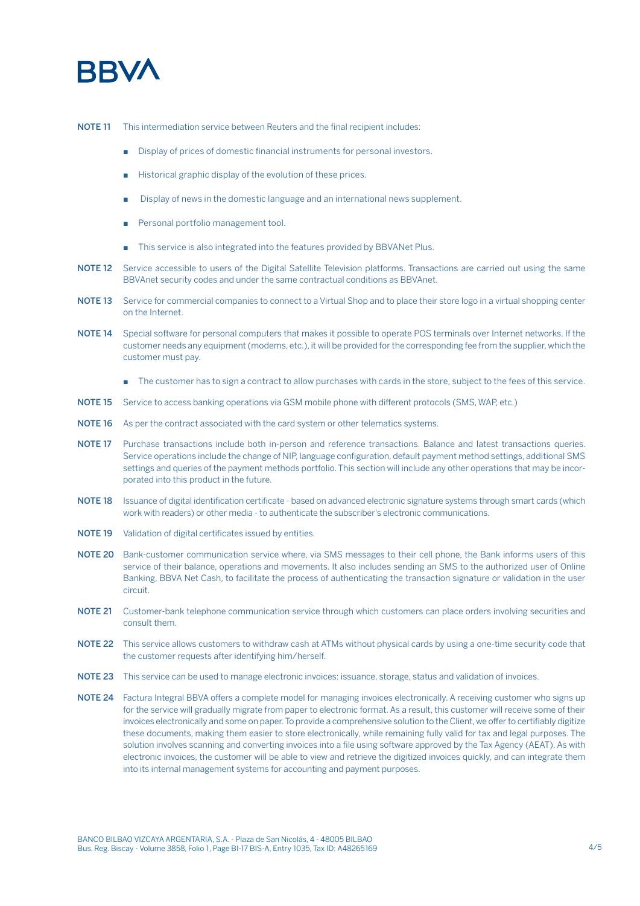**NOTE 11** This intermediation service between Reuters and the final recipient includes:

- Display of prices of domestic financial instruments for personal investors.
- Historical graphic display of the evolution of these prices.
- Display of news in the domestic language and an international news supplement.
- Personal portfolio management tool.
- This service is also integrated into the features provided by BBVANet Plus.

**NOTE 12** Service accessible to users of the Digital Satellite Television platforms. Transactions are carried out using the same BBVAnet security codes and under the same contractual conditions as BBVAnet.

**NOTE 13** Service for commercial companies to connect to a Virtual Shop and to place their store logo in a virtual shopping center on the Internet.

**NOTE 14** Special software for personal computers that makes it possible to operate POS terminals over Internet networks. If the customer needs any equipment (modems, etc.), it will be provided for the corresponding fee from the supplier, which the customer must pay.

- The customer has to sign a contract to allow purchases with cards in the store, subject to the fees of this service.

**NOTE 15** Service to access banking operations via GSM mobile phone with different protocols (SMS, WAP, etc.)

**NOTE 16** As per the contract associated with the card system or other telematics systems.

**NOTE 17** Purchase transactions include both in-person and reference transactions. Balance and latest transactions queries. Service operations include the change of NIP, language configuration, default payment method settings, additional SMS settings and queries of the payment methods portfolio. This section will include any other operations that may be incorporated into this product in the future.

**NOTE 18** Issuance of digital identification certificate - based on advanced electronic signature systems through smart cards (which work with readers) or other media - to authenticate the subscriber's electronic communications.

**NOTE 19** Validation of digital certificates issued by entities.

**NOTE 20** Bank-customer communication service where, via SMS messages to their cell phone, the Bank informs users of this service of their balance, operations and movements. It also includes sending an SMS to the authorized user of Online Banking, BBVA Net Cash, to facilitate the process of authenticating the transaction signature or validation in the user circuit.

**NOTE 21** Customer-bank telephone communication service through which customers can place orders involving securities and consult them.

**NOTE 22** This service allows customers to withdraw cash at ATMs without physical cards by using a one-time security code that the customer requests after identifying him/herself.

**NOTE 23** This service can be used to manage electronic invoices: issuance, storage, status and validation of invoices.

**NOTE 24** Factura Integral BBVA offers a complete model for managing invoices electronically. A receiving customer who signs up for the service will gradually migrate from paper to electronic format. As a result, this customer will receive some of their invoices electronically and some on paper. To provide a comprehensive solution to the Client, we offer to certifiably digitize these documents, making them easier to store electronically, while remaining fully valid for tax and legal purposes. The solution involves scanning and converting invoices into a file using software approved by the Tax Agency (AEAT). As with electronic invoices, the customer will be able to view and retrieve the digitized invoices quickly, and can integrate them into its internal management systems for accounting and payment purposes.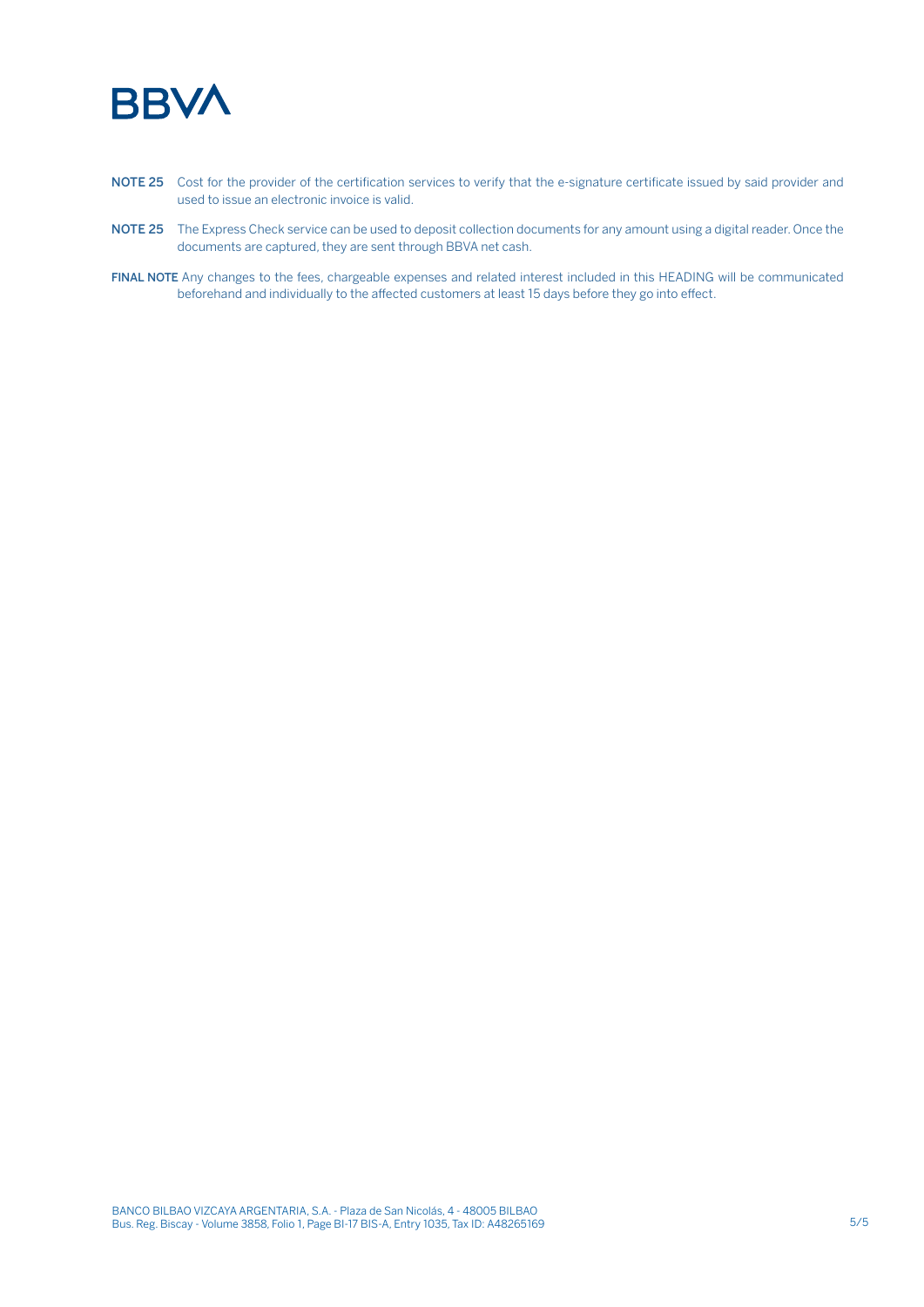**NOTE 25** Cost for the provider of the certification services to verify that the e-signature certificate issued by said provider and used to issue an electronic invoice is valid.

**NOTE 25** The Express Check service can be used to deposit collection documents for any amount using a digital reader. Once the documents are captured, they are sent through BBVA net cash.

**FINAL NOTE** Any changes to the fees, chargeable expenses and related interest included in this HEADING will be communicated beforehand and individually to the affected customers at least 15 days before they go into effect.

BANCO BILBAO VIZCAYA ARGENTARIA, S.A. - Plaza de San Nicolás, 4 - 48005 BILBAO
Bus. Reg. Biscay - Volume 3858, Folio 1, Page BI-17 BIS-A, Entry 1035, Tax ID: A48265169